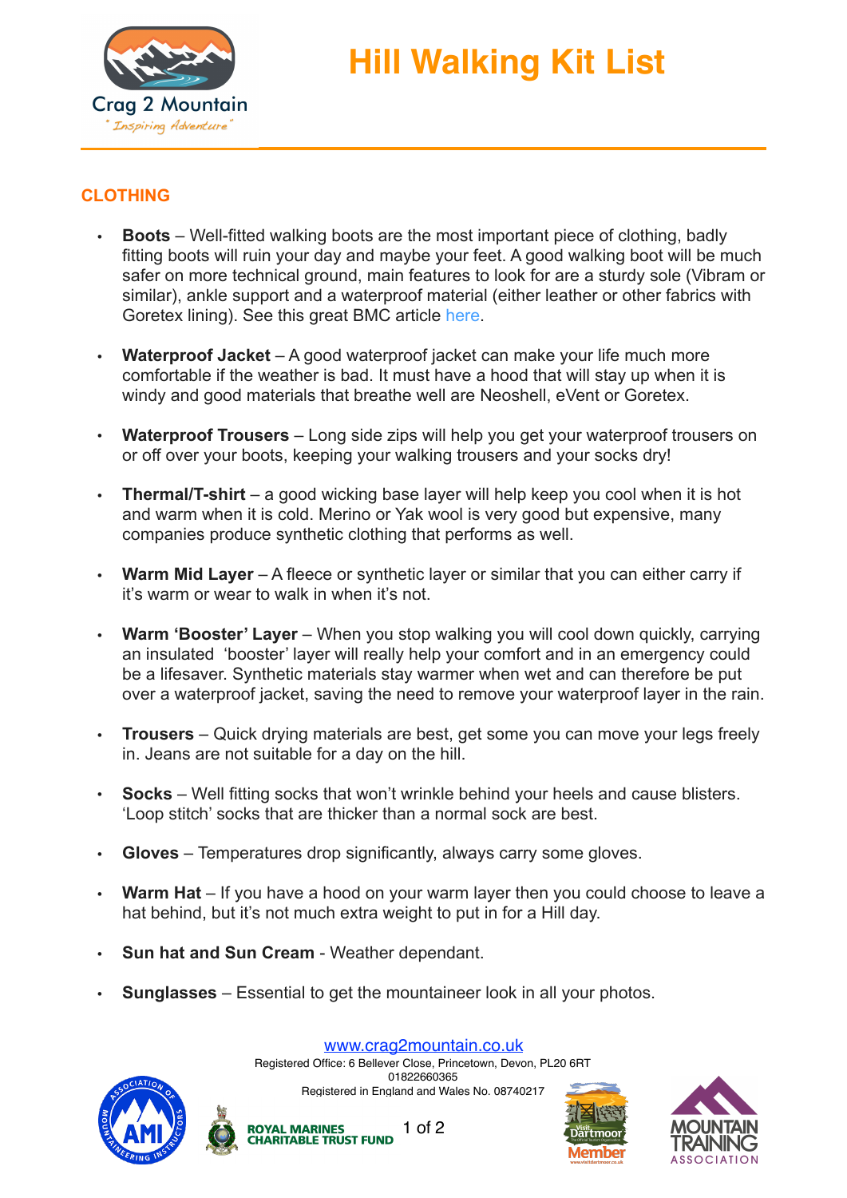# Hill Walking Kit List

## CLOTHING

- **Boots** – Well-fitted walking boots are the most important piece of clothing, badly fitting boots will ruin your day and maybe your feet. A good walking boot will be much safer on more technical ground, main features to look for are a sturdy sole (Vibram or similar), ankle support and a waterproof material (either leather or other fabrics with Goretex lining). See this great BMC article here.

- **Waterproof Jacket** – A good waterproof jacket can make your life much more comfortable if the weather is bad. It must have a hood that will stay up when it is windy and good materials that breathe well are Neoshell, eVent or Goretex.

- **Waterproof Trousers** – Long side zips will help you get your waterproof trousers on or off over your boots, keeping your walking trousers and your socks dry!

- **Thermal/T-shirt** – a good wicking base layer will help keep you cool when it is hot and warm when it is cold. Merino or Yak wool is very good but expensive, many companies produce synthetic clothing that performs as well.

- **Warm Mid Layer** – A fleece or synthetic layer or similar that you can either carry if it's warm or wear to walk in when it's not.

- **Warm 'Booster' Layer** – When you stop walking you will cool down quickly, carrying an insulated 'booster' layer will really help your comfort and in an emergency could be a lifesaver. Synthetic materials stay warmer when wet and can therefore be put over a waterproof jacket, saving the need to remove your waterproof layer in the rain.

- **Trousers** – Quick drying materials are best, get some you can move your legs freely in. Jeans are not suitable for a day on the hill.

- **Socks** – Well fitting socks that won't wrinkle behind your heels and cause blisters. 'Loop stitch' socks that are thicker than a normal sock are best.

- **Gloves** – Temperatures drop significantly, always carry some gloves.

- **Warm Hat** – If you have a hood on your warm layer then you could choose to leave a hat behind, but it's not much extra weight to put in for a Hill day.

- **Sun hat and Sun Cream** - Weather dependant.

- **Sunglasses** – Essential to get the mountaineer look in all your photos.

www.crag2mountain.co.uk
Registered Office: 6 Bellever Close, Princetown, Devon, PL20 6RT
01822660365
Registered in England and Wales No. 08740217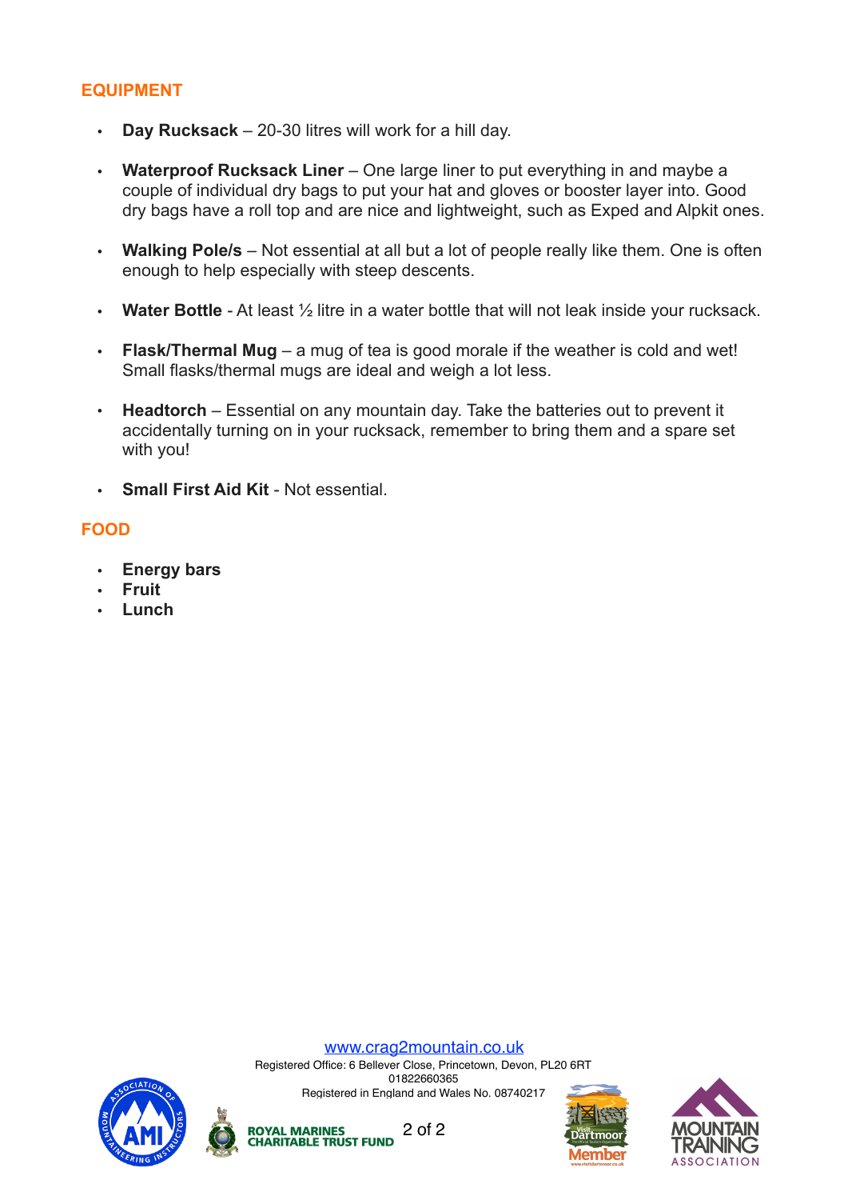## EQUIPMENT

- **Day Rucksack** – 20-30 litres will work for a hill day.
- **Waterproof Rucksack Liner** – One large liner to put everything in and maybe a couple of individual dry bags to put your hat and gloves or booster layer into. Good dry bags have a roll top and are nice and lightweight, such as Exped and Alpkit ones.
- **Walking Pole/s** – Not essential at all but a lot of people really like them. One is often enough to help especially with steep descents.
- **Water Bottle** - At least ½ litre in a water bottle that will not leak inside your rucksack.
- **Flask/Thermal Mug** – a mug of tea is good morale if the weather is cold and wet! Small flasks/thermal mugs are ideal and weigh a lot less.
- **Headtorch** – Essential on any mountain day. Take the batteries out to prevent it accidentally turning on in your rucksack, remember to bring them and a spare set with you!
- **Small First Aid Kit** - Not essential.

## FOOD

- **Energy bars**
- **Fruit**
- **Lunch**

www.crag2mountain.co.uk
Registered Office: 6 Bellever Close, Princetown, Devon, PL20 6RT
01822660365
Registered in England and Wales No. 08740217